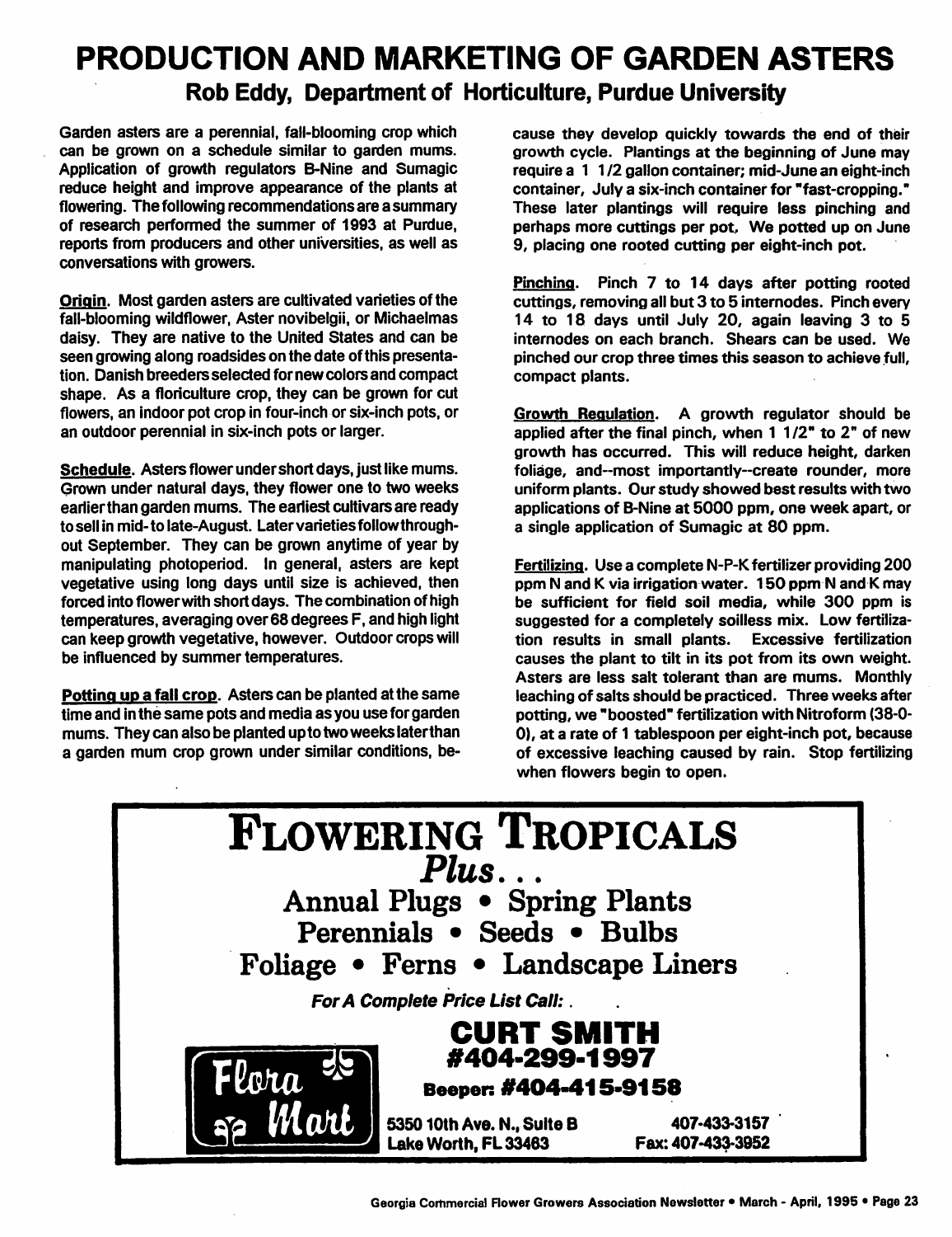# PRODUCTION AND MARKETING OF GARDEN ASTERS

## Rob Eddy, Department of Horticulture, Purdue University

Garden asters are a perennial, fall-blooming crop which can be grown on a schedule similar to garden mums. Application of growth regulators B-Nine and Sumagic reduce height and improve appearance of the plants at flowering. The following recommendations are a summary of research performed the summer of 1993 at Purdue, reports from producers and other universities, as well as conversations with growers.

__Origin__. Most garden asters are cultivated varieties of the fall-blooming wildflower, Aster novibelgii, or Michaelmas daisy. They are native to the United States and can be seen growing along roadsides on the date of this presentation. Danish breeders selected for new colors and compact shape. As a floriculture crop, they can be grown for cut flowers, an indoor pot crop in four-inch or six-inch pots, or an outdoor perennial in six-inch pots or larger.

__Schedule__. Asters flower under short days, just like mums. Grown under natural days, they flower one to two weeks earlier than garden mums. The earliest cultivars are ready to sell in mid- to late-August. Later varieties follow throughout September. They can be grown anytime of year by manipulating photoperiod. In general, asters are kept vegetative using long days until size is achieved, then forced into flower with short days. The combination of high temperatures, averaging over 68 degrees F, and high light can keep growth vegetative, however. Outdoor crops will be influenced by summer temperatures.

__Potting up a fall crop__. Asters can be planted at the same time and in the same pots and media as you use for garden mums. They can also be planted up to two weeks later than a garden mum crop grown under similar conditions, because they develop quickly towards the end of their growth cycle. Plantings at the beginning of June may require a 1 1/2 gallon container; mid-June an eight-inch container, July a six-inch container for "fast-cropping." These later plantings will require less pinching and perhaps more cuttings per pot. We potted up on June 9, placing one rooted cutting per eight-inch pot.

__Pinching__. Pinch 7 to 14 days after potting rooted cuttings, removing all but 3 to 5 internodes. Pinch every 14 to 18 days until July 20, again leaving 3 to 5 internodes on each branch. Shears can be used. We pinched our crop three times this season to achieve full, compact plants.

__Growth Regulation__. A growth regulator should be applied after the final pinch, when 1 1/2" to 2" of new growth has occurred. This will reduce height, darken foliage, and--most importantly--create rounder, more uniform plants. Our study showed best results with two applications of B-Nine at 5000 ppm, one week apart, or a single application of Sumagic at 80 ppm.

__Fertilizing__. Use a complete N-P-K fertilizer providing 200 ppm N and K via irrigation water. 150 ppm N and K may be sufficient for field soil media, while 300 ppm is suggested for a completely soilless mix. Low fertilization results in small plants. Excessive fertilization causes the plant to tilt in its pot from its own weight. Asters are less salt tolerant than are mums. Monthly leaching of salts should be practiced. Three weeks after potting, we "boosted" fertilization with Nitroform (38-0-0), at a rate of 1 tablespoon per eight-inch pot, because of excessive leaching caused by rain. Stop fertilizing when flowers begin to open.

---

**FLOWERING TROPICALS**
***Plus...***
**Annual Plugs • Spring Plants**
**Perennials • Seeds • Bulbs**
**Foliage • Ferns • Landscape Liners**

***For A Complete Price List Call:***

Flora Mart

**CURT SMITH**
**#404-299-1997**
**Beeper: #404-415-9158**

5350 10th Ave. N., Suite B
Lake Worth, FL 33463

407-433-3157
Fax: 407-433-3952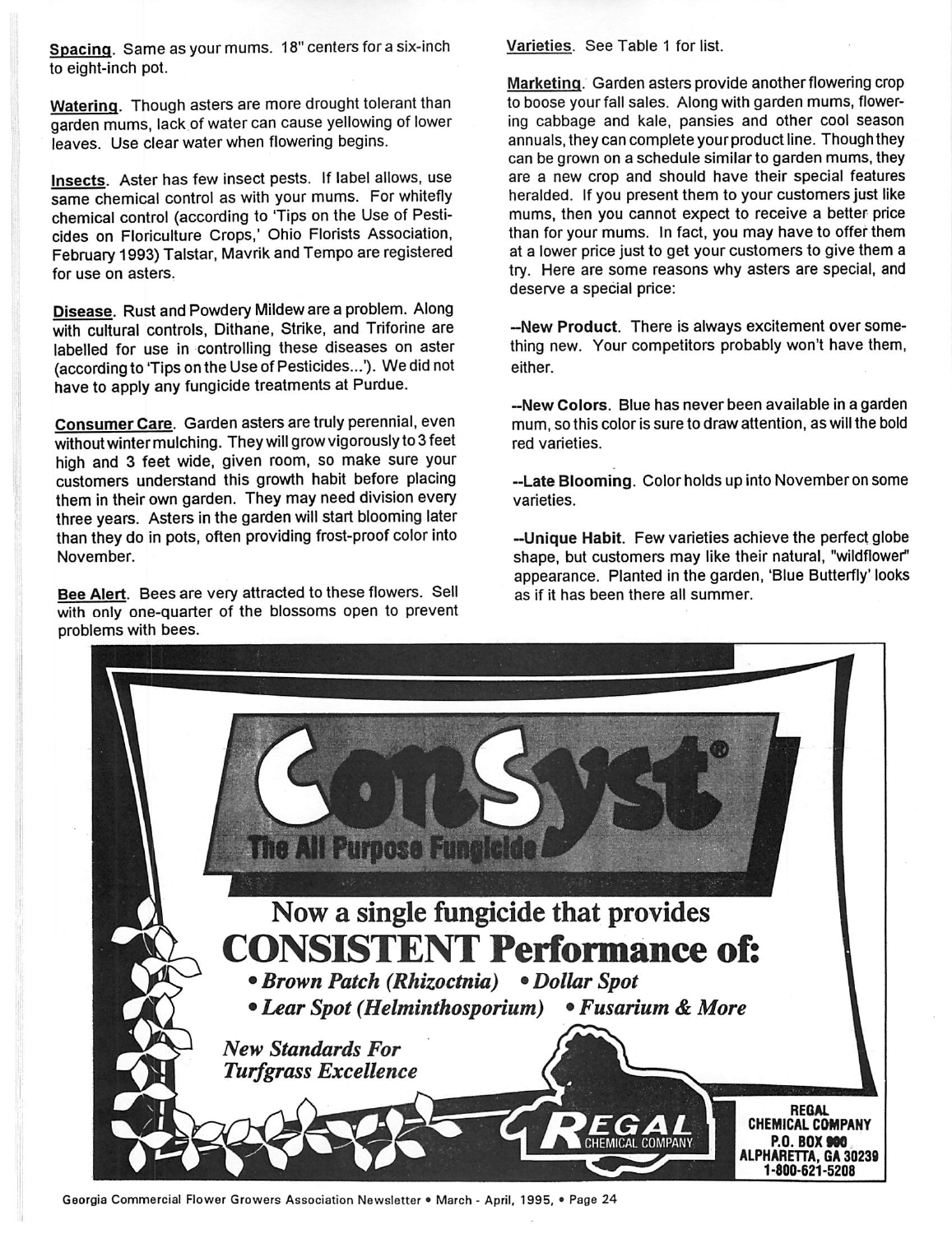**Spacing**. Same as your mums. 18" centers for a six-inch to eight-inch pot.

**Watering**. Though asters are more drought tolerant than garden mums, lack of water can cause yellowing of lower leaves. Use clear water when flowering begins.

**Insects**. Aster has few insect pests. If label allows, use same chemical control as with your mums. For whitefly chemical control (according to 'Tips on the Use of Pesticides on Floriculture Crops,' Ohio Florists Association, February 1993) Talstar, Mavrik and Tempo are registered for use on asters.

**Disease**. Rust and Powdery Mildew are a problem. Along with cultural controls, Dithane, Strike, and Triforine are labelled for use in controlling these diseases on aster (according to 'Tips on the Use of Pesticides...'). We did not have to apply any fungicide treatments at Purdue.

**Consumer Care**. Garden asters are truly perennial, even without winter mulching. They will grow vigorously to 3 feet high and 3 feet wide, given room, so make sure your customers understand this growth habit before placing them in their own garden. They may need division every three years. Asters in the garden will start blooming later than they do in pots, often providing frost-proof color into November.

**Bee Alert**. Bees are very attracted to these flowers. Sell with only one-quarter of the blossoms open to prevent problems with bees.

**Varieties**. See Table 1 for list.

**Marketing**. Garden asters provide another flowering crop to boose your fall sales. Along with garden mums, flowering cabbage and kale, pansies and other cool season annuals, they can complete your product line. Though they can be grown on a schedule similar to garden mums, they are a new crop and should have their special features heralded. If you present them to your customers just like mums, then you cannot expect to receive a better price than for your mums. In fact, you may have to offer them at a lower price just to get your customers to give them a try. Here are some reasons why asters are special, and deserve a special price:

**--New Product**. There is always excitement over something new. Your competitors probably won't have them, either.

**--New Colors**. Blue has never been available in a garden mum, so this color is sure to draw attention, as will the bold red varieties.

**--Late Blooming**. Color holds up into November on some varieties.

**--Unique Habit**. Few varieties achieve the perfect globe shape, but customers may like their natural, "wildflower" appearance. Planted in the garden, 'Blue Butterfly' looks as if it has been there all summer.

---

**ConSyst®**

**The All Purpose Fungicide**

## Now a single fungicide that provides CONSISTENT Performance of:

- *Brown Patch (Rhizoctnia)*
- *Dollar Spot*
- *Lear Spot (Helminthosporium)*
- *Fusarium & More*

*New Standards For Turfgrass Excellence*

**REGAL CHEMICAL COMPANY**
P.O. BOX 900
ALPHARETTA, GA 30239
1-800-621-5208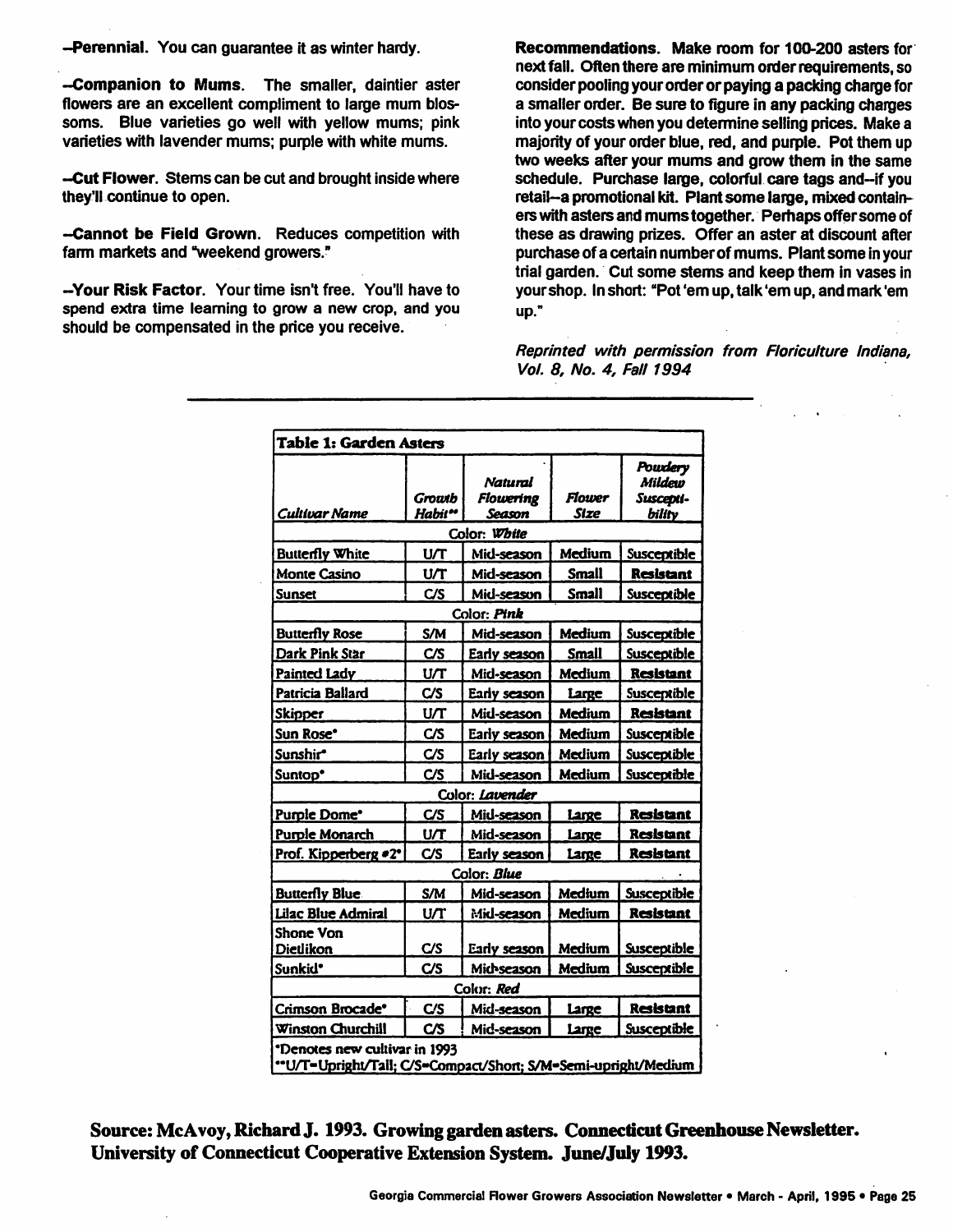–**Perennial.** You can guarantee it as winter hardy.

–**Companion to Mums.** The smaller, daintier aster flowers are an excellent compliment to large mum blossoms. Blue varieties go well with yellow mums; pink varieties with lavender mums; purple with white mums.

–**Cut Flower.** Stems can be cut and brought inside where they'll continue to open.

–**Cannot be Field Grown.** Reduces competition with farm markets and "weekend growers."

–**Your Risk Factor.** Your time isn't free. You'll have to spend extra time learning to grow a new crop, and you should be compensated in the price you receive.

**Recommendations. Make room for 100-200 asters for next fall. Often there are minimum order requirements, so consider pooling your order or paying a packing charge for a smaller order. Be sure to figure in any packing charges into your costs when you determine selling prices. Make a majority of your order blue, red, and purple. Pot them up two weeks after your mums and grow them in the same schedule. Purchase large, colorful care tags and--if you retail--a promotional kit. Plant some large, mixed containers with asters and mums together. Perhaps offer some of these as drawing prizes. Offer an aster at discount after purchase of a certain number of mums. Plant some in your trial garden. Cut some stems and keep them in vases in your shop. In short: "Pot 'em up, talk 'em up, and mark 'em up."**

*Reprinted with permission from Floriculture Indiana, Vol. 8, No. 4, Fall 1994*

**Table 1: Garden Asters**

| *Cultivar Name* | *Growth Habit*** | *Natural Flowering Season* | *Flower Size* | *Powdery Mildew Suscepti-bility* |
|---|---|---|---|---|
| Color: *White* | | | | |
| Butterfly White | U/T | Mid-season | Medium | Susceptible |
| Monte Casino | U/T | Mid-season | Small | **Resistant** |
| Sunset | C/S | Mid-season | Small | Susceptible |
| Color: *Pink* | | | | |
| Butterfly Rose | S/M | Mid-season | Medium | Susceptible |
| Dark Pink Star | C/S | Early season | Small | Susceptible |
| Painted Lady | U/T | Mid-season | Medium | **Resistant** |
| Patricia Ballard | C/S | Early season | Large | Susceptible |
| Skipper | U/T | Mid-season | Medium | **Resistant** |
| Sun Rose* | C/S | Early season | Medium | Susceptible |
| Sunshir* | C/S | Early season | Medium | Susceptible |
| Suntop* | C/S | Mid-season | Medium | Susceptible |
| Color: *Lavender* | | | | |
| Purple Dome* | C/S | Mid-season | Large | **Resistant** |
| Purple Monarch | U/T | Mid-season | Large | **Resistant** |
| Prof. Kipperberg #2* | C/S | Early season | Large | **Resistant** |
| Color: *Blue* | | | | |
| Butterfly Blue | S/M | Mid-season | Medium | Susceptible |
| Lilac Blue Admiral | U/T | Mid-season | Medium | **Resistant** |
| Shone Von Dietlikon | C/S | Early season | Medium | Susceptible |
| Sunkid* | C/S | Mid-season | Medium | Susceptible |
| Color: *Red* | | | | |
| Crimson Brocade* | C/S | Mid-season | Large | **Resistant** |
| Winston Churchill | C/S | Mid-season | Large | Susceptible |

*Denotes new cultivar in 1993
**U/T=Upright/Tall; C/S=Compact/Short; S/M=Semi-upright/Medium

**Source: McAvoy, Richard J. 1993. Growing garden asters. Connecticut Greenhouse Newsletter. University of Connecticut Cooperative Extension System. June/July 1993.**